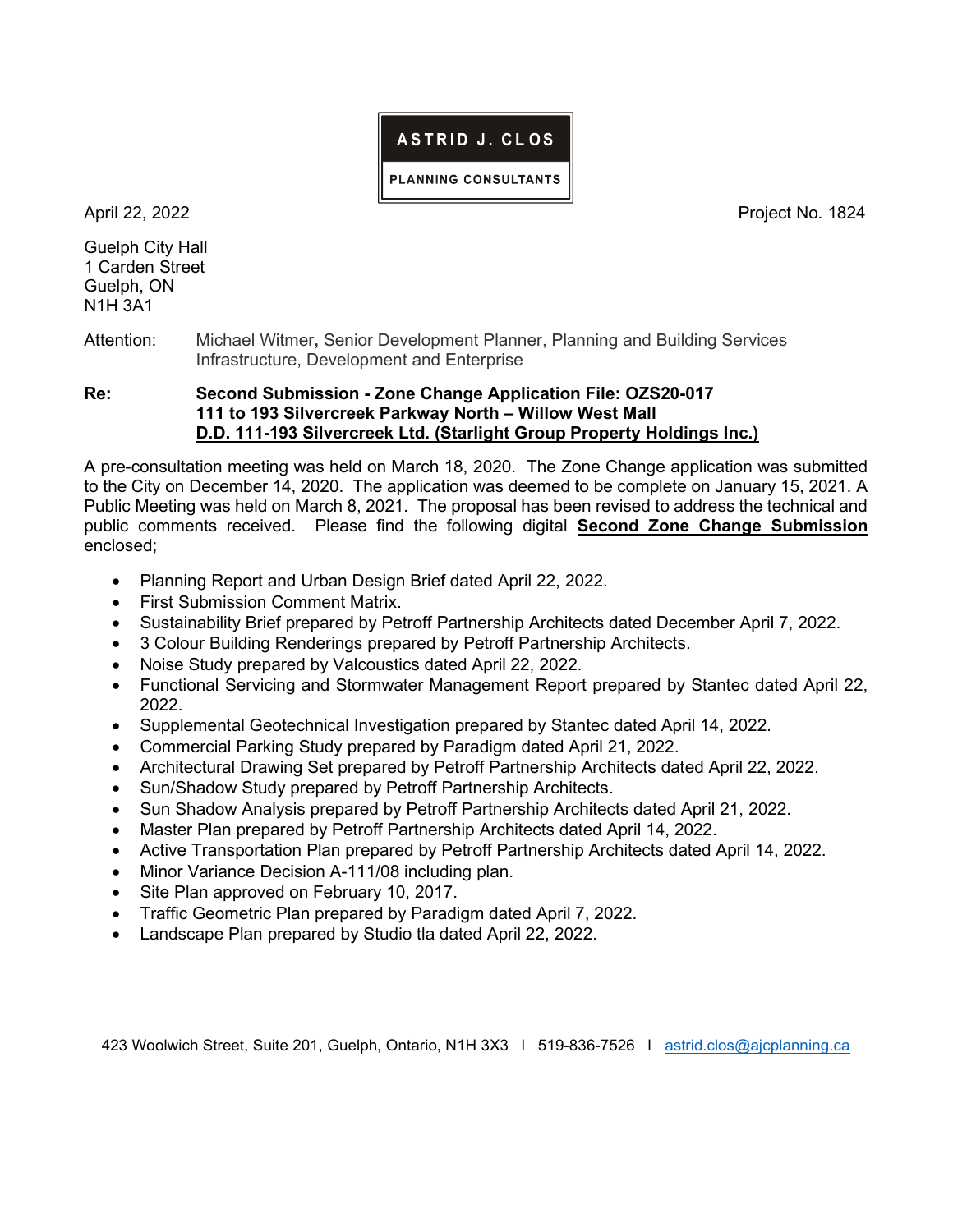**ASTRID J. CLOS**

**PLANNING CONSULTANTS**

April 22, 2022 Project No. 1824

Guelph City Hall
1 Carden Street
Guelph, ON
N1H 3A1

Attention: Michael Witmer, Senior Development Planner, Planning and Building Services
Infrastructure, Development and Enterprise

**Re: Second Submission - Zone Change Application File: OZS20-017**
**111 to 193 Silvercreek Parkway North – Willow West Mall**
**D.D. 111-193 Silvercreek Ltd. (Starlight Group Property Holdings Inc.)**

A pre-consultation meeting was held on March 18, 2020. The Zone Change application was submitted to the City on December 14, 2020. The application was deemed to be complete on January 15, 2021. A Public Meeting was held on March 8, 2021. The proposal has been revised to address the technical and public comments received. Please find the following digital **Second Zone Change Submission** enclosed;

- Planning Report and Urban Design Brief dated April 22, 2022.
- First Submission Comment Matrix.
- Sustainability Brief prepared by Petroff Partnership Architects dated December April 7, 2022.
- 3 Colour Building Renderings prepared by Petroff Partnership Architects.
- Noise Study prepared by Valcoustics dated April 22, 2022.
- Functional Servicing and Stormwater Management Report prepared by Stantec dated April 22, 2022.
- Supplemental Geotechnical Investigation prepared by Stantec dated April 14, 2022.
- Commercial Parking Study prepared by Paradigm dated April 21, 2022.
- Architectural Drawing Set prepared by Petroff Partnership Architects dated April 22, 2022.
- Sun/Shadow Study prepared by Petroff Partnership Architects.
- Sun Shadow Analysis prepared by Petroff Partnership Architects dated April 21, 2022.
- Master Plan prepared by Petroff Partnership Architects dated April 14, 2022.
- Active Transportation Plan prepared by Petroff Partnership Architects dated April 14, 2022.
- Minor Variance Decision A-111/08 including plan.
- Site Plan approved on February 10, 2017.
- Traffic Geometric Plan prepared by Paradigm dated April 7, 2022.
- Landscape Plan prepared by Studio tla dated April 22, 2022.

423 Woolwich Street, Suite 201, Guelph, Ontario, N1H 3X3 I 519-836-7526 I astrid.clos@ajcplanning.ca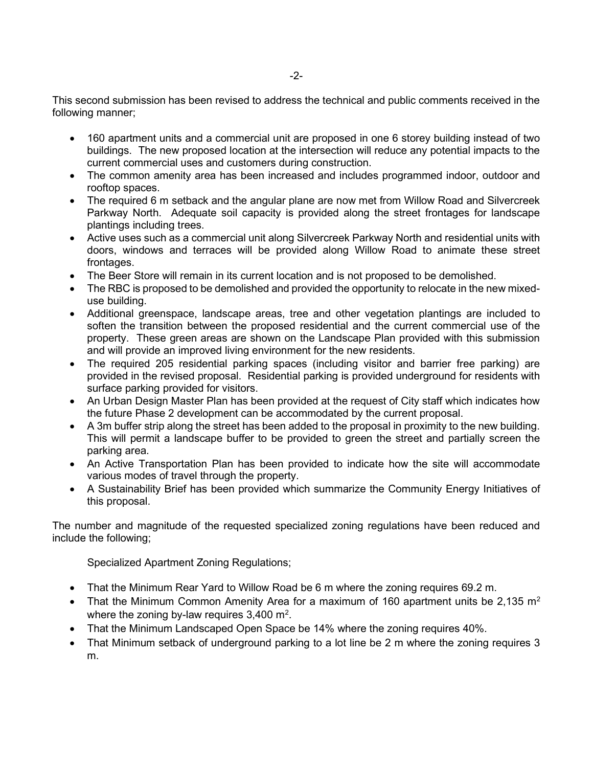This second submission has been revised to address the technical and public comments received in the following manner;

- 160 apartment units and a commercial unit are proposed in one 6 storey building instead of two buildings. The new proposed location at the intersection will reduce any potential impacts to the current commercial uses and customers during construction.
- The common amenity area has been increased and includes programmed indoor, outdoor and rooftop spaces.
- The required 6 m setback and the angular plane are now met from Willow Road and Silvercreek Parkway North. Adequate soil capacity is provided along the street frontages for landscape plantings including trees.
- Active uses such as a commercial unit along Silvercreek Parkway North and residential units with doors, windows and terraces will be provided along Willow Road to animate these street frontages.
- The Beer Store will remain in its current location and is not proposed to be demolished.
- The RBC is proposed to be demolished and provided the opportunity to relocate in the new mixed-use building.
- Additional greenspace, landscape areas, tree and other vegetation plantings are included to soften the transition between the proposed residential and the current commercial use of the property. These green areas are shown on the Landscape Plan provided with this submission and will provide an improved living environment for the new residents.
- The required 205 residential parking spaces (including visitor and barrier free parking) are provided in the revised proposal. Residential parking is provided underground for residents with surface parking provided for visitors.
- An Urban Design Master Plan has been provided at the request of City staff which indicates how the future Phase 2 development can be accommodated by the current proposal.
- A 3m buffer strip along the street has been added to the proposal in proximity to the new building. This will permit a landscape buffer to be provided to green the street and partially screen the parking area.
- An Active Transportation Plan has been provided to indicate how the site will accommodate various modes of travel through the property.
- A Sustainability Brief has been provided which summarize the Community Energy Initiatives of this proposal.

The number and magnitude of the requested specialized zoning regulations have been reduced and include the following;

Specialized Apartment Zoning Regulations;

- That the Minimum Rear Yard to Willow Road be 6 m where the zoning requires 69.2 m.
- That the Minimum Common Amenity Area for a maximum of 160 apartment units be 2,135 $m^2$ where the zoning by-law requires 3,400 $m^2$.
- That the Minimum Landscaped Open Space be 14% where the zoning requires 40%.
- That Minimum setback of underground parking to a lot line be 2 m where the zoning requires 3 m.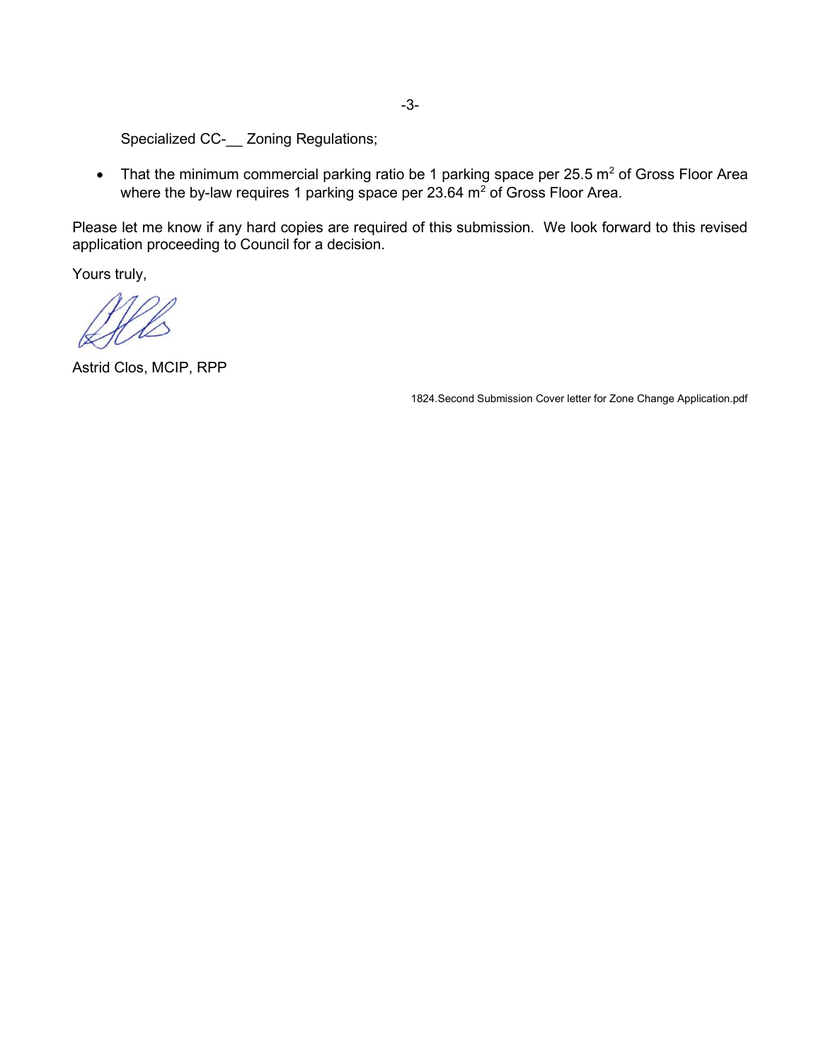Specialized CC-__ Zoning Regulations;

- That the minimum commercial parking ratio be 1 parking space per 25.5 $m^2$ of Gross Floor Area where the by-law requires 1 parking space per 23.64 $m^2$ of Gross Floor Area.

Please let me know if any hard copies are required of this submission. We look forward to this revised application proceeding to Council for a decision.

Yours truly,

Astrid Clos, MCIP, RPP

1824.Second Submission Cover letter for Zone Change Application.pdf